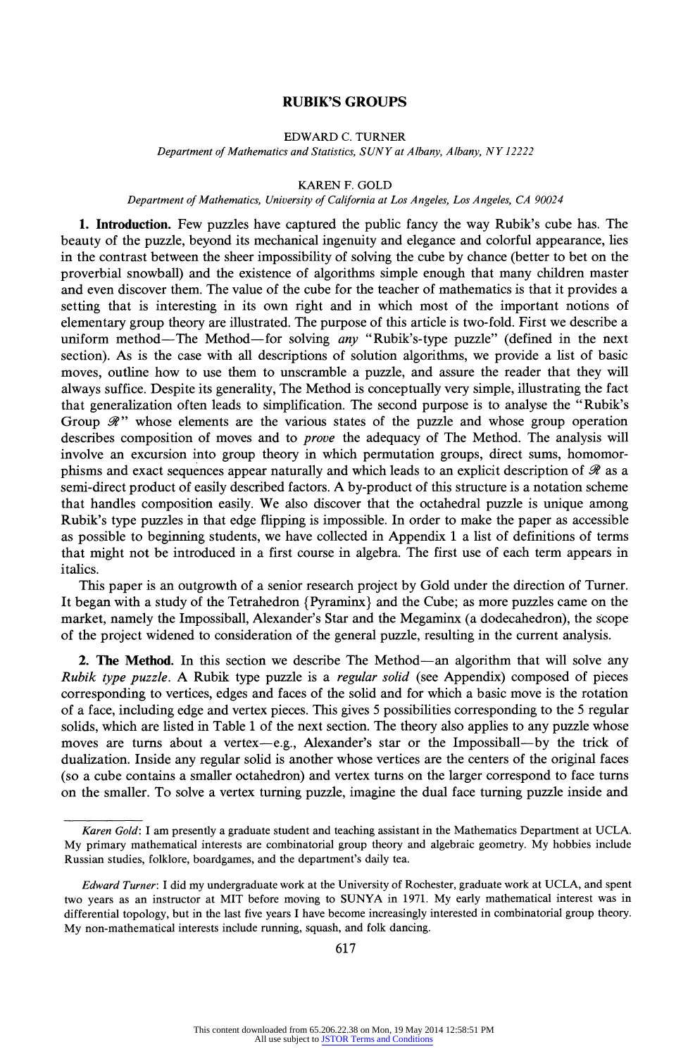# RUBIK'S GROUPS

EDWARD C. TURNER

*Department of Mathematics and Statistics, SUNY at Albany, Albany, NY 12222*

KAREN F. GOLD

*Department of Mathematics, University of California at Los Angeles, Los Angeles, CA 90024*

**1. Introduction.** Few puzzles have captured the public fancy the way Rubik's cube has. The beauty of the puzzle, beyond its mechanical ingenuity and elegance and colorful appearance, lies in the contrast between the sheer impossibility of solving the cube by chance (better to bet on the proverbial snowball) and the existence of algorithms simple enough that many children master and even discover them. The value of the cube for the teacher of mathematics is that it provides a setting that is interesting in its own right and in which most of the important notions of elementary group theory are illustrated. The purpose of this article is two-fold. First we describe a uniform method—The Method—for solving *any* "Rubik's-type puzzle" (defined in the next section). As is the case with all descriptions of solution algorithms, we provide a list of basic moves, outline how to use them to unscramble a puzzle, and assure the reader that they will always suffice. Despite its generality, The Method is conceptually very simple, illustrating the fact that generalization often leads to simplification. The second purpose is to analyse the "Rubik's Group $\mathscr{R}$" whose elements are the various states of the puzzle and whose group operation describes composition of moves and to *prove* the adequacy of The Method. The analysis will involve an excursion into group theory in which permutation groups, direct sums, homomorphisms and exact sequences appear naturally and which leads to an explicit description of $\mathscr{R}$ as a semi-direct product of easily described factors. A by-product of this structure is a notation scheme that handles composition easily. We also discover that the octahedral puzzle is unique among Rubik's type puzzles in that edge flipping is impossible. In order to make the paper as accessible as possible to beginning students, we have collected in Appendix 1 a list of definitions of terms that might not be introduced in a first course in algebra. The first use of each term appears in italics.

This paper is an outgrowth of a senior research project by Gold under the direction of Turner. It began with a study of the Tetrahedron {Pyraminx} and the Cube; as more puzzles came on the market, namely the Impossiball, Alexander's Star and the Megaminx (a dodecahedron), the scope of the project widened to consideration of the general puzzle, resulting in the current analysis.

**2. The Method.** In this section we describe The Method—an algorithm that will solve any *Rubik type puzzle*. A Rubik type puzzle is a *regular solid* (see Appendix) composed of pieces corresponding to vertices, edges and faces of the solid and for which a basic move is the rotation of a face, including edge and vertex pieces. This gives 5 possibilities corresponding to the 5 regular solids, which are listed in Table 1 of the next section. The theory also applies to any puzzle whose moves are turns about a vertex—e.g., Alexander's star or the Impossiball—by the trick of dualization. Inside any regular solid is another whose vertices are the centers of the original faces (so a cube contains a smaller octahedron) and vertex turns on the larger correspond to face turns on the smaller. To solve a vertex turning puzzle, imagine the dual face turning puzzle inside and

---

*Karen Gold*: I am presently a graduate student and teaching assistant in the Mathematics Department at UCLA. My primary mathematical interests are combinatorial group theory and algebraic geometry. My hobbies include Russian studies, folklore, boardgames, and the department's daily tea.

*Edward Turner*: I did my undergraduate work at the University of Rochester, graduate work at UCLA, and spent two years as an instructor at MIT before moving to SUNYA in 1971. My early mathematical interest was in differential topology, but in the last five years I have become increasingly interested in combinatorial group theory. My non-mathematical interests include running, squash, and folk dancing.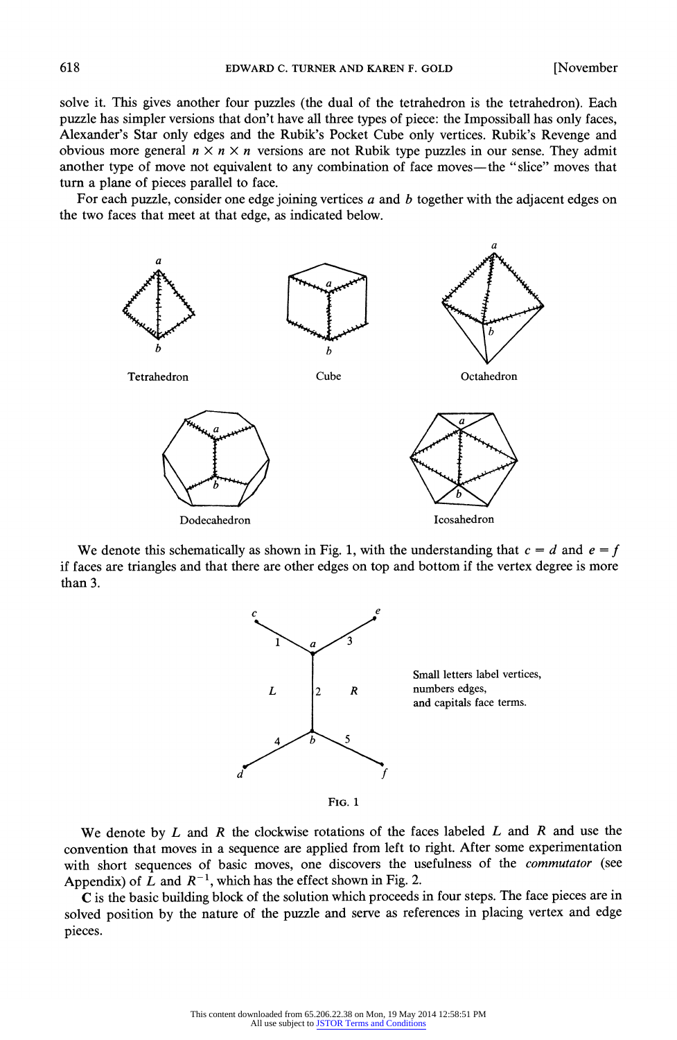solve it. This gives another four puzzles (the dual of the tetrahedron is the tetrahedron). Each puzzle has simpler versions that don't have all three types of piece: the Impossiball has only faces, Alexander's Star only edges and the Rubik's Pocket Cube only vertices. Rubik's Revenge and obvious more general $n \times n \times n$ versions are not Rubik type puzzles in our sense. They admit another type of move not equivalent to any combination of face moves—the "slice" moves that turn a plane of pieces parallel to face.

For each puzzle, consider one edge joining vertices $a$ and $b$ together with the adjacent edges on the two faces that meet at that edge, as indicated below.

Tetrahedron

Cube

Octahedron

Dodecahedron

Icosahedron

We denote this schematically as shown in Fig. 1, with the understanding that $c = d$ and $e = f$ if faces are triangles and that there are other edges on top and bottom if the vertex degree is more than 3.

Small letters label vertices, numbers edges, and capitals face terms.

FIG. 1

We denote by $L$ and $R$ the clockwise rotations of the faces labeled $L$ and $R$ and use the convention that moves in a sequence are applied from left to right. After some experimentation with short sequences of basic moves, one discovers the usefulness of the *commutator* (see Appendix) of $L$ and $R^{-1}$, which has the effect shown in Fig. 2.

**C** is the basic building block of the solution which proceeds in four steps. The face pieces are in solved position by the nature of the puzzle and serve as references in placing vertex and edge pieces.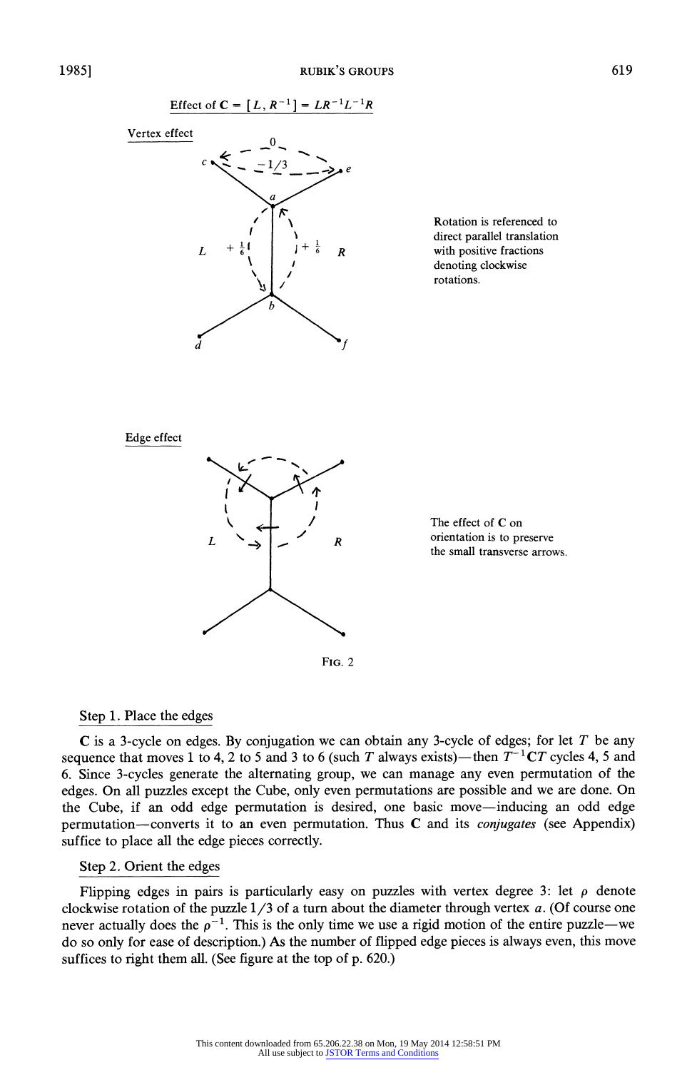Effect of $\mathbf{C} = [L, R^{-1}] = LR^{-1}L^{-1}R$

Vertex effect

Rotation is referenced to direct parallel translation with positive fractions denoting clockwise rotations.

Edge effect

The effect of $\mathbf{C}$ on orientation is to preserve the small transverse arrows.

FIG. 2

Step 1. Place the edges

$\mathbf{C}$ is a 3-cycle on edges. By conjugation we can obtain any 3-cycle of edges; for let $T$ be any sequence that moves 1 to 4, 2 to 5 and 3 to 6 (such $T$ always exists)—then $T^{-1}\mathbf{C}T$ cycles 4, 5 and 6. Since 3-cycles generate the alternating group, we can manage any even permutation of the edges. On all puzzles except the Cube, only even permutations are possible and we are done. On the Cube, if an odd edge permutation is desired, one basic move—inducing an odd edge permutation—converts it to an even permutation. Thus $\mathbf{C}$ and its *conjugates* (see Appendix) suffice to place all the edge pieces correctly.

Step 2. Orient the edges

Flipping edges in pairs is particularly easy on puzzles with vertex degree 3: let $\rho$ denote clockwise rotation of the puzzle 1/3 of a turn about the diameter through vertex $a$. (Of course one never actually does the $\rho^{-1}$. This is the only time we use a rigid motion of the entire puzzle—we do so only for ease of description.) As the number of flipped edge pieces is always even, this move suffices to right them all. (See figure at the top of p. 620.)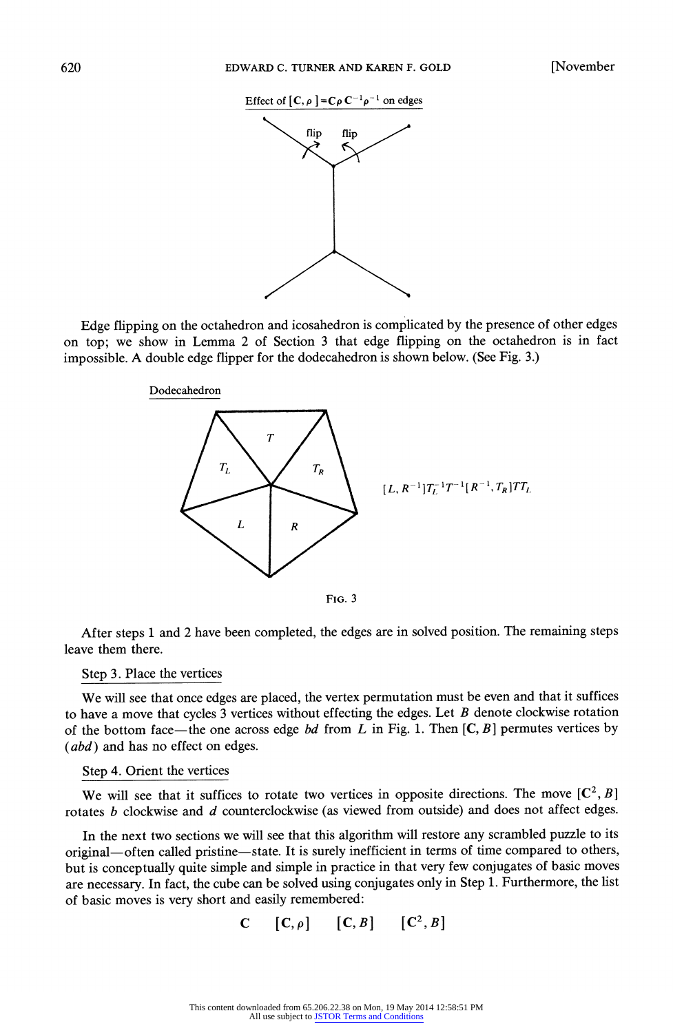Effect of $[\mathbf{C}, \rho] = \mathbf{C}\rho\mathbf{C}^{-1}\rho^{-1}$ on edges

flip flip

Edge flipping on the octahedron and icosahedron is complicated by the presence of other edges on top; we show in Lemma 2 of Section 3 that edge flipping on the octahedron is in fact impossible. A double edge flipper for the dodecahedron is shown below. (See Fig. 3.)

Dodecahedron

$T$ $T_L$ $T_R$ $L$ $R$

$[L, R^{-1}]T_L^{-1}T^{-1}[R^{-1}, T_R]TT_L$

FIG. 3

After steps 1 and 2 have been completed, the edges are in solved position. The remaining steps leave them there.

Step 3. Place the vertices

We will see that once edges are placed, the vertex permutation must be even and that it suffices to have a move that cycles 3 vertices without effecting the edges. Let $B$ denote clockwise rotation of the bottom face—the one across edge $bd$ from $L$ in Fig. 1. Then $[\mathbf{C}, B]$ permutes vertices by $(abd)$ and has no effect on edges.

Step 4. Orient the vertices

We will see that it suffices to rotate two vertices in opposite directions. The move $[\mathbf{C}^2, B]$ rotates $b$ clockwise and $d$ counterclockwise (as viewed from outside) and does not affect edges.

In the next two sections we will see that this algorithm will restore any scrambled puzzle to its original—often called pristine—state. It is surely inefficient in terms of time compared to others, but is conceptually quite simple and simple in practice in that very few conjugates of basic moves are necessary. In fact, the cube can be solved using conjugates only in Step 1. Furthermore, the list of basic moves is very short and easily remembered:

$$\mathbf{C} \qquad [\mathbf{C}, \rho] \qquad [\mathbf{C}, B] \qquad [\mathbf{C}^2, B]$$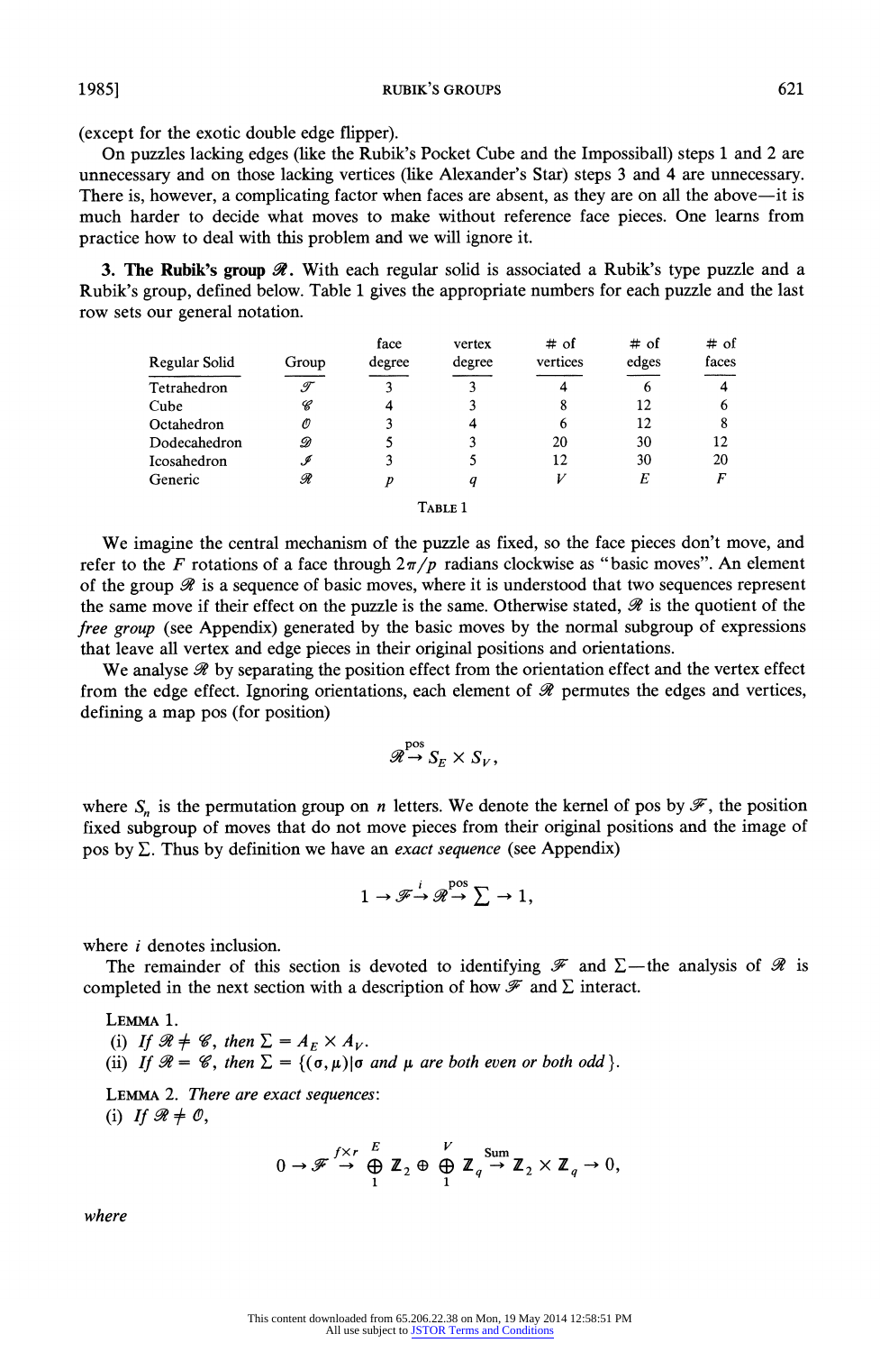(except for the exotic double edge flipper).

On puzzles lacking edges (like the Rubik's Pocket Cube and the Impossiball) steps 1 and 2 are unnecessary and on those lacking vertices (like Alexander's Star) steps 3 and 4 are unnecessary. There is, however, a complicating factor when faces are absent, as they are on all the above—it is much harder to decide what moves to make without reference face pieces. One learns from practice how to deal with this problem and we will ignore it.

**3. The Rubik's group $\mathscr{R}$.** With each regular solid is associated a Rubik's type puzzle and a Rubik's group, defined below. Table 1 gives the appropriate numbers for each puzzle and the last row sets our general notation.

| Regular Solid | Group | face degree | vertex degree | # of vertices | # of edges | # of faces |
|---|---|---|---|---|---|---|
| Tetrahedron | $\mathscr{T}$ | 3 | 3 | 4 | 6 | 4 |
| Cube | $\mathscr{C}$ | 4 | 3 | 8 | 12 | 6 |
| Octahedron | $\mathscr{O}$ | 3 | 4 | 6 | 12 | 8 |
| Dodecahedron | $\mathscr{D}$ | 5 | 3 | 20 | 30 | 12 |
| Icosahedron | $\mathscr{I}$ | 3 | 5 | 12 | 30 | 20 |
| Generic | $\mathscr{R}$ | $p$ | $q$ | $V$ | $E$ | $F$ |

TABLE 1

We imagine the central mechanism of the puzzle as fixed, so the face pieces don't move, and refer to the $F$ rotations of a face through $2\pi/p$ radians clockwise as "basic moves". An element of the group $\mathscr{R}$ is a sequence of basic moves, where it is understood that two sequences represent the same move if their effect on the puzzle is the same. Otherwise stated, $\mathscr{R}$ is the quotient of the *free group* (see Appendix) generated by the basic moves by the normal subgroup of expressions that leave all vertex and edge pieces in their original positions and orientations.

We analyse $\mathscr{R}$ by separating the position effect from the orientation effect and the vertex effect from the edge effect. Ignoring orientations, each element of $\mathscr{R}$ permutes the edges and vertices, defining a map pos (for position)

$$\mathscr{R} \xrightarrow{\text{pos}} S_E \times S_V,$$

where $S_n$ is the permutation group on $n$ letters. We denote the kernel of pos by $\mathscr{F}$, the position fixed subgroup of moves that do not move pieces from their original positions and the image of pos by $\Sigma$. Thus by definition we have an *exact sequence* (see Appendix)

$$1 \to \mathscr{F} \xrightarrow{i} \mathscr{R} \xrightarrow{\text{pos}} \sum \to 1,$$

where $i$ denotes inclusion.

The remainder of this section is devoted to identifying $\mathscr{F}$ and $\Sigma$—the analysis of $\mathscr{R}$ is completed in the next section with a description of how $\mathscr{F}$ and $\Sigma$ interact.

LEMMA 1.
(i) *If $\mathscr{R} \neq \mathscr{C}$, then $\Sigma = A_E \times A_V$.*
(ii) *If $\mathscr{R} = \mathscr{C}$, then $\Sigma = \{(\sigma, \mu) | \sigma$ and $\mu$ are both even or both odd$\}$.*

LEMMA 2. *There are exact sequences*:
(i) *If $\mathscr{R} \neq \mathscr{O}$,*

$$0 \to \mathscr{F} \xrightarrow{f \times r} \bigoplus_{1}^{E} \mathbf{Z}_2 \oplus \bigoplus_{1}^{V} \mathbf{Z}_q \xrightarrow{\text{Sum}} \mathbf{Z}_2 \times \mathbf{Z}_q \to 0,$$

*where*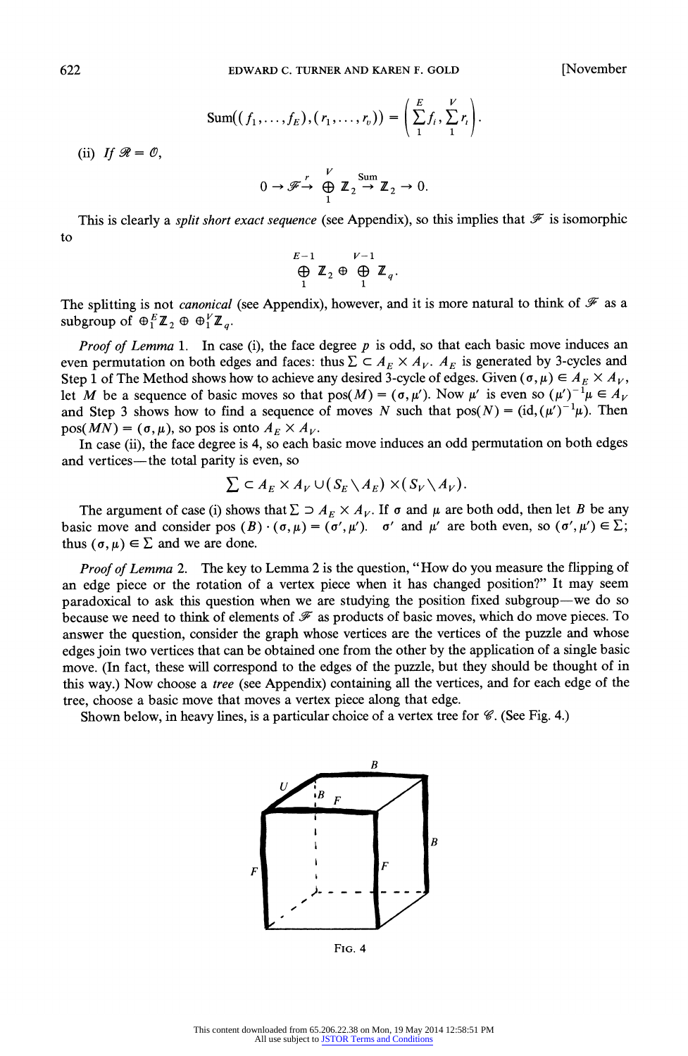$$\text{Sum}((f_1,\ldots,f_E),(r_1,\ldots,r_v)) = \left(\sum_1^E f_i, \sum_1^V r_i\right).$$

(ii) *If* $\mathscr{R} = \emptyset$,

$$0 \to \mathscr{F} \xrightarrow{r} \bigoplus_1^V \mathbf{Z}_2 \xrightarrow{\text{Sum}} \mathbf{Z}_2 \to 0.$$

This is clearly a *split short exact sequence* (see Appendix), so this implies that $\mathscr{F}$ is isomorphic to

$$\bigoplus_1^{E-1} \mathbf{Z}_2 \oplus \bigoplus_1^{V-1} \mathbf{Z}_q.$$

The splitting is not *canonical* (see Appendix), however, and it is more natural to think of $\mathscr{F}$ as a subgroup of $\oplus_1^E \mathbf{Z}_2 \oplus \oplus_1^V \mathbf{Z}_q$.

*Proof of Lemma* 1. In case (i), the face degree $p$ is odd, so that each basic move induces an even permutation on both edges and faces: thus $\Sigma \subset A_E \times A_V$. $A_E$ is generated by 3-cycles and Step 1 of The Method shows how to achieve any desired 3-cycle of edges. Given $(\sigma, \mu) \in A_E \times A_V$, let $M$ be a sequence of basic moves so that $\text{pos}(M) = (\sigma, \mu')$. Now $\mu'$ is even so $(\mu')^{-1}\mu \in A_V$ and Step 3 shows how to find a sequence of moves $N$ such that $\text{pos}(N) = (\text{id}, (\mu')^{-1}\mu)$. Then $\text{pos}(MN) = (\sigma, \mu)$, so pos is onto $A_E \times A_V$.

In case (ii), the face degree is 4, so each basic move induces an odd permutation on both edges and vertices—the total parity is even, so

$$\sum \subset A_E \times A_V \cup (S_E \setminus A_E) \times (S_V \setminus A_V).$$

The argument of case (i) shows that $\Sigma \supset A_E \times A_V$. If $\sigma$ and $\mu$ are both odd, then let $B$ be any basic move and consider $\text{pos}(B) \cdot (\sigma, \mu) = (\sigma', \mu')$. $\sigma'$ and $\mu'$ are both even, so $(\sigma', \mu') \in \Sigma$; thus $(\sigma, \mu) \in \Sigma$ and we are done.

*Proof of Lemma* 2. The key to Lemma 2 is the question, "How do you measure the flipping of an edge piece or the rotation of a vertex piece when it has changed position?" It may seem paradoxical to ask this question when we are studying the position fixed subgroup—we do so because we need to think of elements of $\mathscr{F}$ as products of basic moves, which do move pieces. To answer the question, consider the graph whose vertices are the vertices of the puzzle and whose edges join two vertices that can be obtained one from the other by the application of a single basic move. (In fact, these will correspond to the edges of the puzzle, but they should be thought of in this way.) Now choose a *tree* (see Appendix) containing all the vertices, and for each edge of the tree, choose a basic move that moves a vertex piece along that edge.

Shown below, in heavy lines, is a particular choice of a vertex tree for $\mathscr{C}$. (See Fig. 4.)

FIG. 4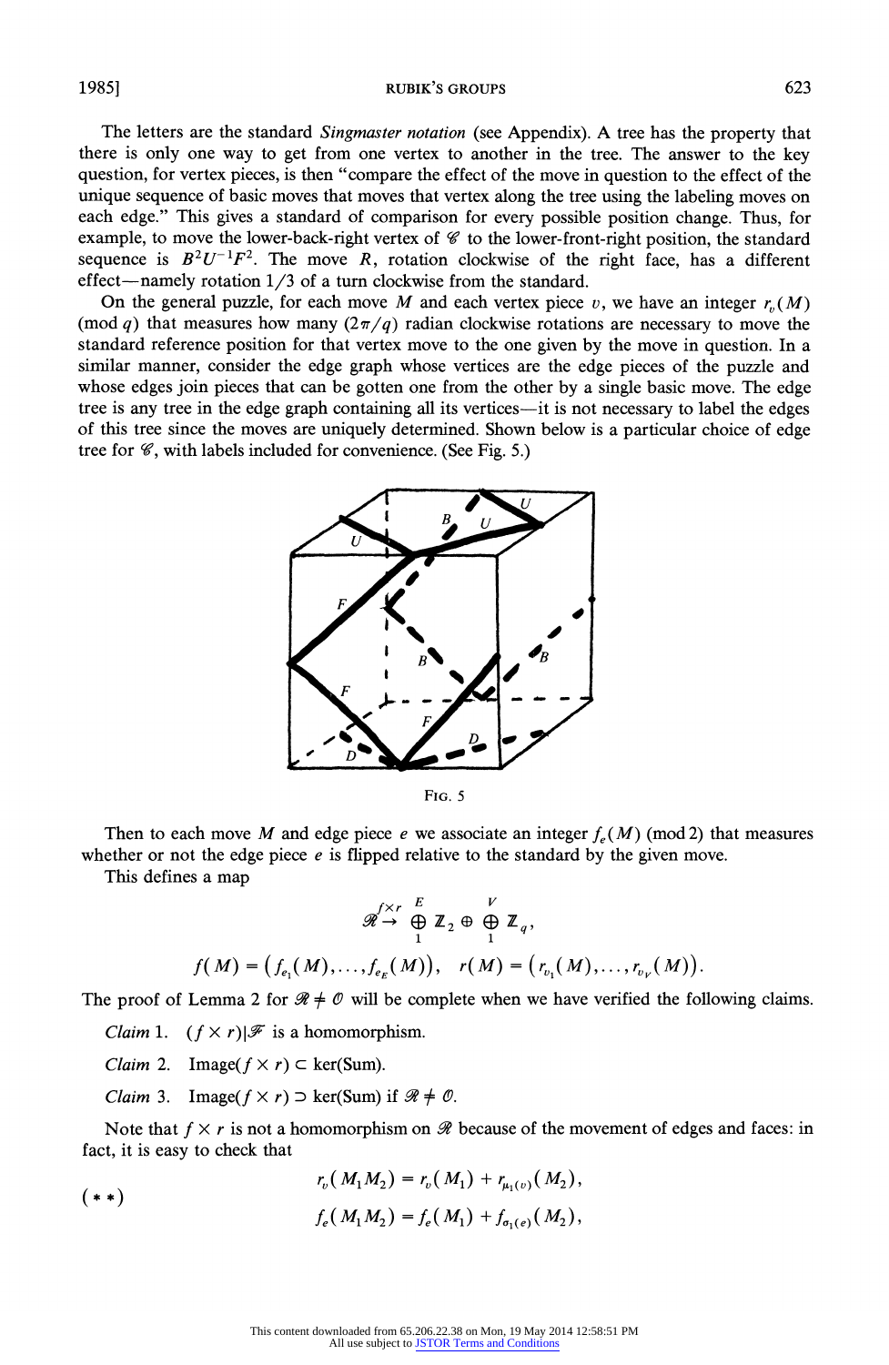The letters are the standard *Singmaster notation* (see Appendix). A tree has the property that there is only one way to get from one vertex to another in the tree. The answer to the key question, for vertex pieces, is then "compare the effect of the move in question to the effect of the unique sequence of basic moves that moves that vertex along the tree using the labeling moves on each edge." This gives a standard of comparison for every possible position change. Thus, for example, to move the lower-back-right vertex of $\mathscr{C}$ to the lower-front-right position, the standard sequence is $B^2U^{-1}F^2$. The move $R$, rotation clockwise of the right face, has a different effect—namely rotation 1/3 of a turn clockwise from the standard.

On the general puzzle, for each move $M$ and each vertex piece $v$, we have an integer $r_v(M)$ (mod $q$) that measures how many $(2\pi/q)$ radian clockwise rotations are necessary to move the standard reference position for that vertex move to the one given by the move in question. In a similar manner, consider the edge graph whose vertices are the edge pieces of the puzzle and whose edges join pieces that can be gotten one from the other by a single basic move. The edge tree is any tree in the edge graph containing all its vertices—it is not necessary to label the edges of this tree since the moves are uniquely determined. Shown below is a particular choice of edge tree for $\mathscr{C}$, with labels included for convenience. (See Fig. 5.)

FIG. 5

Then to each move $M$ and edge piece $e$ we associate an integer $f_e(M)$ (mod 2) that measures whether or not the edge piece $e$ is flipped relative to the standard by the given move.

This defines a map

$$\mathscr{R} \xrightarrow{f \times r} \bigoplus_{1}^{E} \mathbb{Z}_2 \oplus \bigoplus_{1}^{V} \mathbb{Z}_q,$$

$$f(M) = \left(f_{e_1}(M), \dots, f_{e_E}(M)\right), \quad r(M) = \left(r_{v_1}(M), \dots, r_{v_V}(M)\right).$$

The proof of Lemma 2 for $\mathscr{R} \neq \mathscr{O}$ will be complete when we have verified the following claims.

*Claim* 1. $(f \times r)|\mathscr{F}$ is a homomorphism.

*Claim* 2. Image$(f \times r) \subset$ ker(Sum).

*Claim* 3. Image$(f \times r) \supset$ ker(Sum) if $\mathscr{R} \neq \mathscr{O}$.

Note that $f \times r$ is not a homomorphism on $\mathscr{R}$ because of the movement of edges and faces: in fact, it is easy to check that

$$(**) \qquad \begin{aligned} r_v(M_1M_2) &= r_v(M_1) + r_{\mu_1(v)}(M_2), \\ f_e(M_1M_2) &= f_e(M_1) + f_{\sigma_1(e)}(M_2), \end{aligned}$$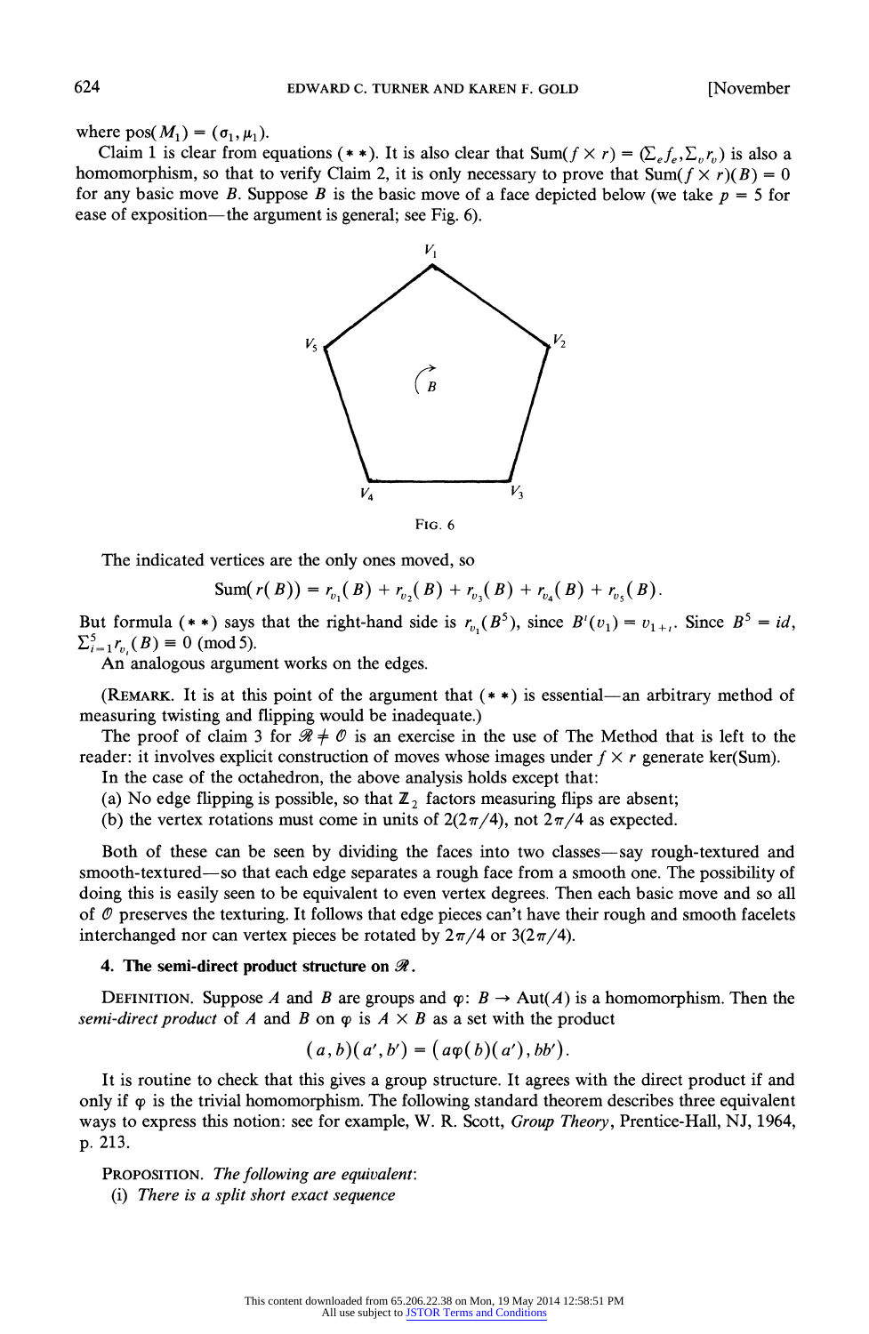where $\text{pos}(M_1) = (\sigma_1, \mu_1)$.

Claim 1 is clear from equations (* *). It is also clear that $\text{Sum}(f \times r) = (\Sigma_e f_e, \Sigma_v r_v)$ is also a homomorphism, so that to verify Claim 2, it is only necessary to prove that $\text{Sum}(f \times r)(B) = 0$ for any basic move $B$. Suppose $B$ is the basic move of a face depicted below (we take $p = 5$ for ease of exposition—the argument is general; see Fig. 6).

FIG. 6

The indicated vertices are the only ones moved, so

$$\text{Sum}(r(B)) = r_{v_1}(B) + r_{v_2}(B) + r_{v_3}(B) + r_{v_4}(B) + r_{v_5}(B).$$

But formula (* *) says that the right-hand side is $r_{v_1}(B^5)$, since $B^i(v_1) = v_{1+i}$. Since $B^5 = id$, $\Sigma_{i=1}^5 r_{v_i}(B) \equiv 0 \pmod 5$.

An analogous argument works on the edges.

(REMARK. It is at this point of the argument that (* *) is essential—an arbitrary method of measuring twisting and flipping would be inadequate.)

The proof of claim 3 for $\mathscr{R} \neq \mathscr{O}$ is an exercise in the use of The Method that is left to the reader: it involves explicit construction of moves whose images under $f \times r$ generate ker(Sum).

In the case of the octahedron, the above analysis holds except that:

(a) No edge flipping is possible, so that $\mathbb{Z}_2$ factors measuring flips are absent;

(b) the vertex rotations must come in units of $2(2\pi/4)$, not $2\pi/4$ as expected.

Both of these can be seen by dividing the faces into two classes—say rough-textured and smooth-textured—so that each edge separates a rough face from a smooth one. The possibility of doing this is easily seen to be equivalent to even vertex degrees. Then each basic move and so all of $\mathscr{O}$ preserves the texturing. It follows that edge pieces can't have their rough and smooth facelets interchanged nor can vertex pieces be rotated by $2\pi/4$ or $3(2\pi/4)$.

### 4. The semi-direct product structure on $\mathscr{R}$.

DEFINITION. Suppose $A$ and $B$ are groups and $\varphi: B \to \text{Aut}(A)$ is a homomorphism. Then the *semi-direct product* of $A$ and $B$ on $\varphi$ is $A \times B$ as a set with the product

$$(a, b)(a', b') = (a\varphi(b)(a'), bb').$$

It is routine to check that this gives a group structure. It agrees with the direct product if and only if $\varphi$ is the trivial homomorphism. The following standard theorem describes three equivalent ways to express this notion: see for example, W. R. Scott, *Group Theory*, Prentice-Hall, NJ, 1964, p. 213.

PROPOSITION. *The following are equivalent*:

(i) *There is a split short exact sequence*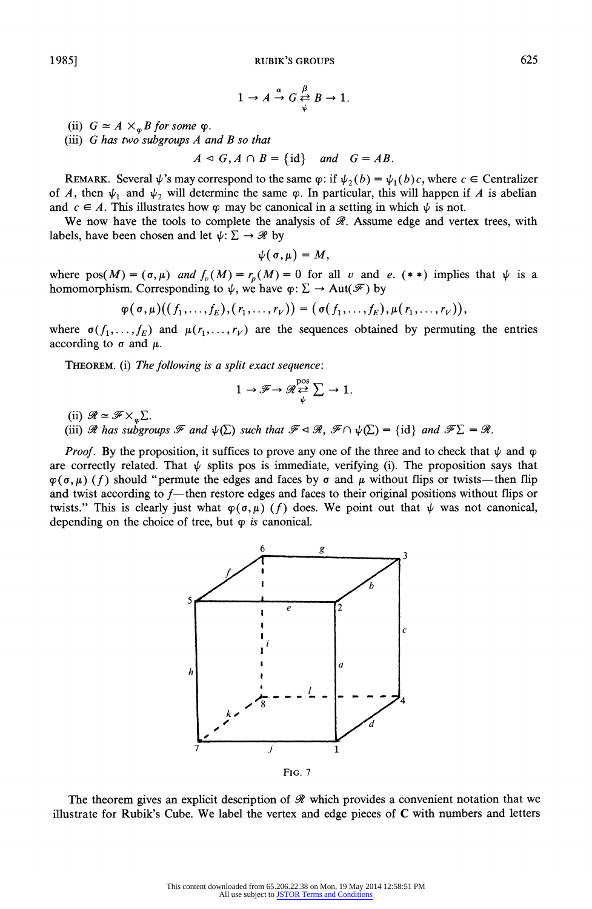$$1 \to A \overset{\alpha}{\to} G \underset{\psi}{\overset{\beta}{\rightleftarrows}} B \to 1.$$

(ii) *$G \simeq A \times_{\varphi} B$ for some $\varphi$.*

(iii) *$G$ has two subgroups $A$ and $B$ so that*

$$A \lhd G, A \cap B = \{\text{id}\} \quad \text{and} \quad G = AB.$$

REMARK. Several $\psi$'s may correspond to the same $\varphi$: if $\psi_2(b) = \psi_1(b)c$, where $c \in$ Centralizer of $A$, then $\psi_1$ and $\psi_2$ will determine the same $\varphi$. In particular, this will happen if $A$ is abelian and $c \in A$. This illustrates how $\varphi$ may be canonical in a setting in which $\psi$ is not.

We now have the tools to complete the analysis of $\mathscr{R}$. Assume edge and vertex trees, with labels, have been chosen and let $\psi: \Sigma \to \mathscr{R}$ by

$$\psi(\sigma, \mu) = M,$$

where $\text{pos}(M) = (\sigma, \mu)$ *and* $f_v(M) = r_p(M) = 0$ for all $v$ and $e$. $(**)$ implies that $\psi$ is a homomorphism. Corresponding to $\psi$, we have $\varphi: \Sigma \to \text{Aut}(\mathscr{F})$ by

$$\varphi(\sigma, \mu)((f_1, \dots, f_E), (r_1, \dots, r_V)) = (\sigma(f_1, \dots, f_E), \mu(r_1, \dots, r_V)),$$

where $\sigma(f_1, \dots, f_E)$ and $\mu(r_1, \dots, r_V)$ are the sequences obtained by permuting the entries according to $\sigma$ and $\mu$.

THEOREM. (i) *The following is a split exact sequence*:

$$1 \to \mathscr{F} \to \mathscr{R} \underset{\psi}{\overset{\text{pos}}{\rightleftarrows}} \Sigma \to 1.$$

(ii) $\mathscr{R} \simeq \mathscr{F} \times_{\varphi} \Sigma$.

(iii) *$\mathscr{R}$ has subgroups $\mathscr{F}$ and $\psi(\Sigma)$ such that $\mathscr{F} \lhd \mathscr{R}$, $\mathscr{F} \cap \psi(\Sigma) = \{\text{id}\}$ and $\mathscr{F}\Sigma = \mathscr{R}$.*

*Proof.* By the proposition, it suffices to prove any one of the three and to check that $\psi$ and $\varphi$ are correctly related. That $\psi$ splits pos is immediate, verifying (i). The proposition says that $\varphi(\sigma, \mu)(f)$ should "permute the edges and faces by $\sigma$ and $\mu$ without flips or twists—then flip and twist according to $f$—then restore edges and faces to their original positions without flips or twists." This is clearly just what $\varphi(\sigma, \mu)(f)$ does. We point out that $\psi$ was not canonical, depending on the choice of tree, but $\varphi$ *is* canonical.

FIG. 7

The theorem gives an explicit description of $\mathscr{R}$ which provides a convenient notation that we illustrate for Rubik's Cube. We label the vertex and edge pieces of **C** with numbers and letters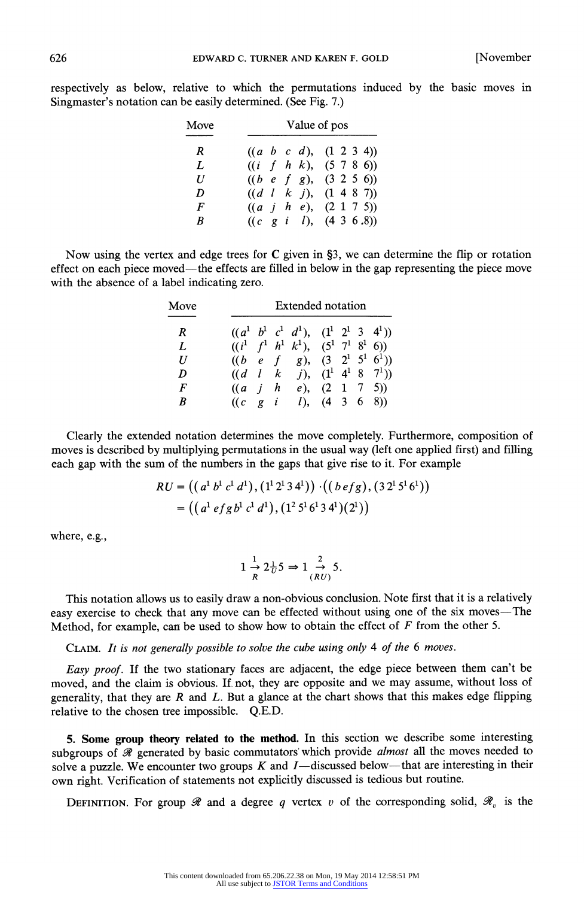respectively as below, relative to which the permutations induced by the basic moves in Singmaster's notation can be easily determined. (See Fig. 7.)

| Move | Value of pos |
|---|---|
| $R$ | $((a\ b\ c\ d),\ (1\ 2\ 3\ 4))$ |
| $L$ | $((i\ f\ h\ k),\ (5\ 7\ 8\ 6))$ |
| $U$ | $((b\ e\ f\ g),\ (3\ 2\ 5\ 6))$ |
| $D$ | $((d\ l\ k\ j),\ (1\ 4\ 8\ 7))$ |
| $F$ | $((a\ j\ h\ e),\ (2\ 1\ 7\ 5))$ |
| $B$ | $((c\ g\ i\ l),\ (4\ 3\ 6\ 8))$ |

Now using the vertex and edge trees for **C** given in §3, we can determine the flip or rotation effect on each piece moved—the effects are filled in below in the gap representing the piece move with the absence of a label indicating zero.

| Move | Extended notation |
|---|---|
| $R$ | $((a^1\ b^1\ c^1\ d^1),\ (1^1\ 2^1\ 3\ \ 4^1))$ |
| $L$ | $((i^1\ f^1\ h^1\ k^1),\ (5^1\ 7^1\ 8^1\ 6))$ |
| $U$ | $((b\ \ e\ \ f\ \ g),\ (3\ \ 2^1\ 5^1\ 6^1))$ |
| $D$ | $((d\ \ l\ \ k\ \ j),\ (1^1\ 4^1\ 8\ \ 7^1))$ |
| $F$ | $((a\ \ j\ \ h\ \ e),\ (2\ \ 1\ \ 7\ \ 5))$ |
| $B$ | $((c\ \ g\ \ i\ \ l),\ (4\ \ 3\ \ 6\ \ 8))$ |

Clearly the extended notation determines the move completely. Furthermore, composition of moves is described by multiplying permutations in the usual way (left one applied first) and filling each gap with the sum of the numbers in the gaps that give rise to it. For example

$$RU = \left((a^1\, b^1\, c^1\, d^1), (1^1\, 2^1\, 3\, 4^1)\right) \cdot \left((befg), (3\, 2^1\, 5^1\, 6^1)\right)$$
$$= \left((a^1\, efg\, b^1\, c^1\, d^1), (1^2\, 5^1\, 6^1\, 3\, 4^1)(2^1)\right)$$

where, e.g.,

$$1 \underset{R}{\overset{1}{\rightarrow}} 2 \underset{U}{\overset{1}{\rightarrow}} 5 \Rightarrow 1 \underset{(RU)}{\overset{2}{\rightarrow}} 5.$$

This notation allows us to easily draw a non-obvious conclusion. Note first that it is a relatively easy exercise to check that any move can be effected without using one of the six moves—The Method, for example, can be used to show how to obtain the effect of $F$ from the other 5.

CLAIM. *It is not generally possible to solve the cube using only* 4 *of the* 6 *moves.*

*Easy proof.* If the two stationary faces are adjacent, the edge piece between them can't be moved, and the claim is obvious. If not, they are opposite and we may assume, without loss of generality, that they are $R$ and $L$. But a glance at the chart shows that this makes edge flipping relative to the chosen tree impossible. Q.E.D.

**5. Some group theory related to the method.** In this section we describe some interesting subgroups of $\mathscr{R}$ generated by basic commutators which provide *almost* all the moves needed to solve a puzzle. We encounter two groups $K$ and $I$—discussed below—that are interesting in their own right. Verification of statements not explicitly discussed is tedious but routine.

DEFINITION. For group $\mathscr{R}$ and a degree $q$ vertex $v$ of the corresponding solid, $\mathscr{R}_v$ is the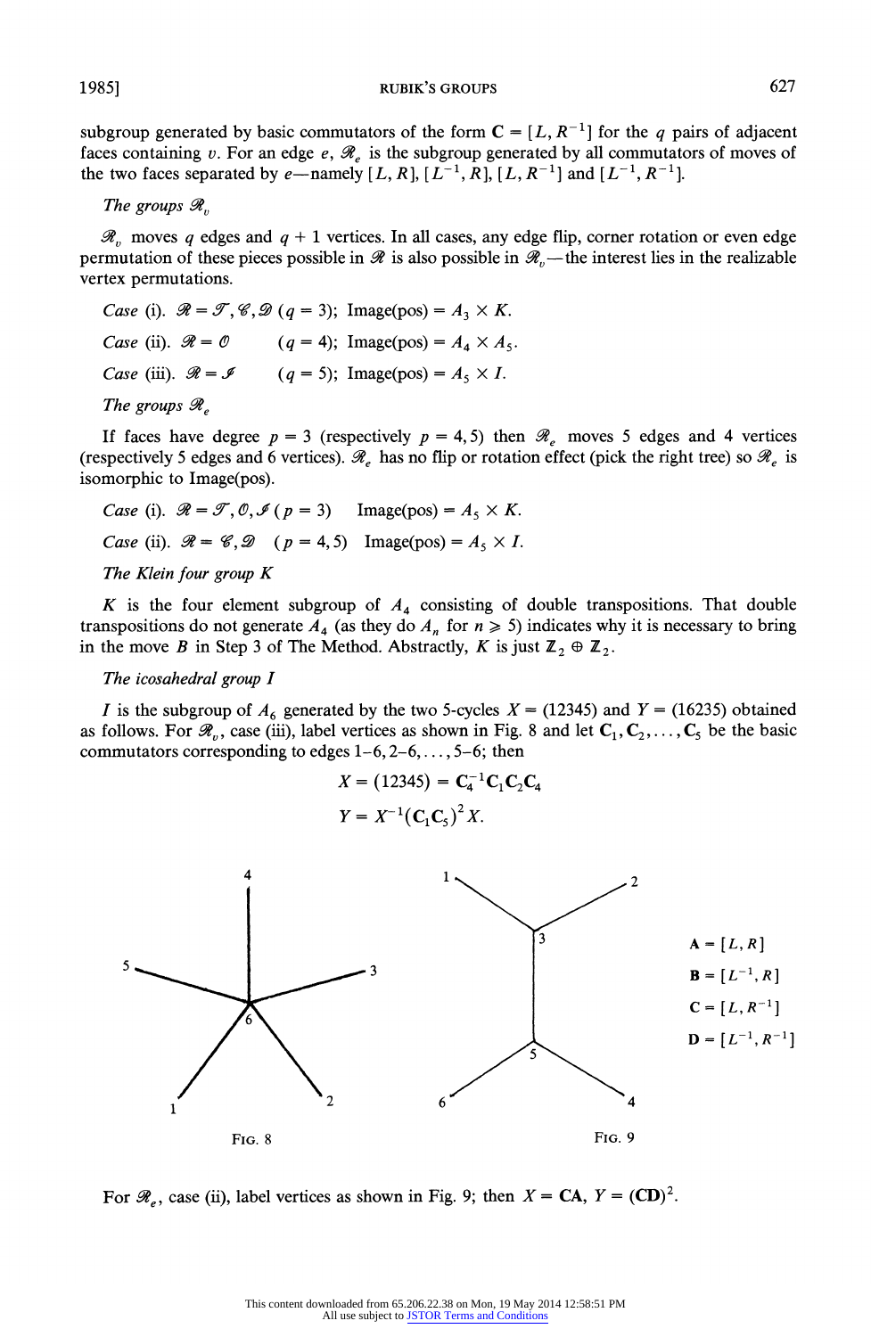subgroup generated by basic commutators of the form $\mathbf{C} = [L, R^{-1}]$ for the $q$ pairs of adjacent faces containing $v$. For an edge $e$, $\mathscr{R}_e$ is the subgroup generated by all commutators of moves of the two faces separated by $e$—namely $[L, R]$, $[L^{-1}, R]$, $[L, R^{-1}]$ and $[L^{-1}, R^{-1}]$.

*The groups* $\mathscr{R}_v$

$\mathscr{R}_v$ moves $q$ edges and $q + 1$ vertices. In all cases, any edge flip, corner rotation or even edge permutation of these pieces possible in $\mathscr{R}$ is also possible in $\mathscr{R}_v$—the interest lies in the realizable vertex permutations.

*Case* (i). $\mathscr{R} = \mathscr{T}, \mathscr{C}, \mathscr{D}$ ($q = 3$); Image(pos) $= A_3 \times K$.

*Case* (ii). $\mathscr{R} = \mathscr{O}$ ($q = 4$); Image(pos) $= A_4 \times A_5$.

*Case* (iii). $\mathscr{R} = \mathscr{I}$ ($q = 5$); Image(pos) $= A_5 \times I$.

*The groups* $\mathscr{R}_e$

If faces have degree $p = 3$ (respectively $p = 4, 5$) then $\mathscr{R}_e$ moves 5 edges and 4 vertices (respectively 5 edges and 6 vertices). $\mathscr{R}_e$ has no flip or rotation effect (pick the right tree) so $\mathscr{R}_e$ is isomorphic to Image(pos).

*Case* (i). $\mathscr{R} = \mathscr{T}, \mathscr{O}, \mathscr{I}$ ($p = 3$) Image(pos) $= A_5 \times K$.

*Case* (ii). $\mathscr{R} = \mathscr{C}, \mathscr{D}$ ($p = 4, 5$) Image(pos) $= A_5 \times I$.

*The Klein four group* $K$

$K$ is the four element subgroup of $A_4$ consisting of double transpositions. That double transpositions do not generate $A_4$ (as they do $A_n$ for $n \geqslant 5$) indicates why it is necessary to bring in the move $B$ in Step 3 of The Method. Abstractly, $K$ is just $\mathbb{Z}_2 \oplus \mathbb{Z}_2$.

*The icosahedral group* $I$

$I$ is the subgroup of $A_6$ generated by the two 5-cycles $X = (12345)$ and $Y = (16235)$ obtained as follows. For $\mathscr{R}_v$, case (iii), label vertices as shown in Fig. 8 and let $\mathbf{C}_1, \mathbf{C}_2, \ldots, \mathbf{C}_5$ be the basic commutators corresponding to edges 1–6, 2–6, ..., 5–6; then

$$X = (12345) = \mathbf{C}_4^{-1}\mathbf{C}_1\mathbf{C}_2\mathbf{C}_4$$

$$Y = X^{-1}(\mathbf{C}_1\mathbf{C}_5)^2 X.$$

Fig. 8

Fig. 9

$\mathbf{A} = [L, R]$
$\mathbf{B} = [L^{-1}, R]$
$\mathbf{C} = [L, R^{-1}]$
$\mathbf{D} = [L^{-1}, R^{-1}]$

For $\mathscr{R}_e$, case (ii), label vertices as shown in Fig. 9; then $X = \mathbf{CA}$, $Y = (\mathbf{CD})^2$.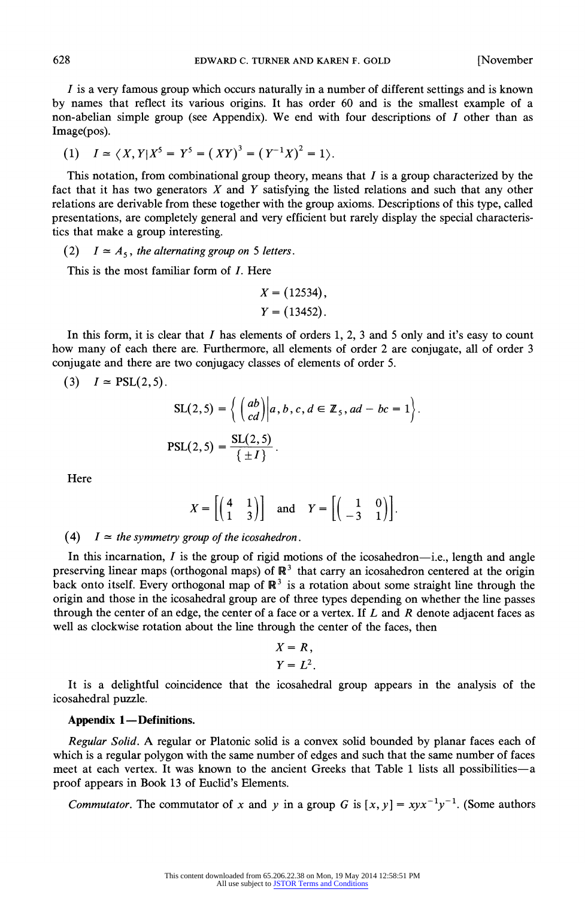$I$ is a very famous group which occurs naturally in a number of different settings and is known by names that reflect its various origins. It has order 60 and is the smallest example of a non-abelian simple group (see Appendix). We end with four descriptions of $I$ other than as Image(pos).

(1) $I \simeq \langle X, Y | X^5 = Y^5 = (XY)^3 = (Y^{-1}X)^2 = 1 \rangle$.

This notation, from combinational group theory, means that $I$ is a group characterized by the fact that it has two generators $X$ and $Y$ satisfying the listed relations and such that any other relations are derivable from these together with the group axioms. Descriptions of this type, called presentations, are completely general and very efficient but rarely display the special characteristics that make a group interesting.

(2) *$I \simeq A_5$, the alternating group on 5 letters.*

This is the most familiar form of $I$. Here

$$X = (12534),$$
$$Y = (13452).$$

In this form, it is clear that $I$ has elements of orders 1, 2, 3 and 5 only and it's easy to count how many of each there are. Furthermore, all elements of order 2 are conjugate, all of order 3 conjugate and there are two conjugacy classes of elements of order 5.

(3) $I \simeq \mathrm{PSL}(2,5)$.

$$\mathrm{SL}(2,5) = \left\{ \begin{pmatrix} a & b \\ c & d \end{pmatrix} \middle| a, b, c, d \in \mathbb{Z}_5, ad - bc = 1 \right\}.$$

$$\mathrm{PSL}(2,5) = \frac{\mathrm{SL}(2,5)}{\{\pm I\}}.$$

Here

$$X = \left[ \begin{pmatrix} 4 & 1 \\ 1 & 3 \end{pmatrix} \right] \quad \text{and} \quad Y = \left[ \begin{pmatrix} 1 & 0 \\ -3 & 1 \end{pmatrix} \right].$$

(4) *$I \simeq$ the symmetry group of the icosahedron.*

In this incarnation, $I$ is the group of rigid motions of the icosahedron—i.e., length and angle preserving linear maps (orthogonal maps) of $\mathbb{R}^3$ that carry an icosahedron centered at the origin back onto itself. Every orthogonal map of $\mathbb{R}^3$ is a rotation about some straight line through the origin and those in the icosahedral group are of three types depending on whether the line passes through the center of an edge, the center of a face or a vertex. If $L$ and $R$ denote adjacent faces as well as clockwise rotation about the line through the center of the faces, then

$$X = R,$$
$$Y = L^2.$$

It is a delightful coincidence that the icosahedral group appears in the analysis of the icosahedral puzzle.

**Appendix 1—Definitions.**

*Regular Solid.* A regular or Platonic solid is a convex solid bounded by planar faces each of which is a regular polygon with the same number of edges and such that the same number of faces meet at each vertex. It was known to the ancient Greeks that Table 1 lists all possibilities—a proof appears in Book 13 of Euclid's Elements.

*Commutator.* The commutator of $x$ and $y$ in a group $G$ is $[x, y] = xyx^{-1}y^{-1}$. (Some authors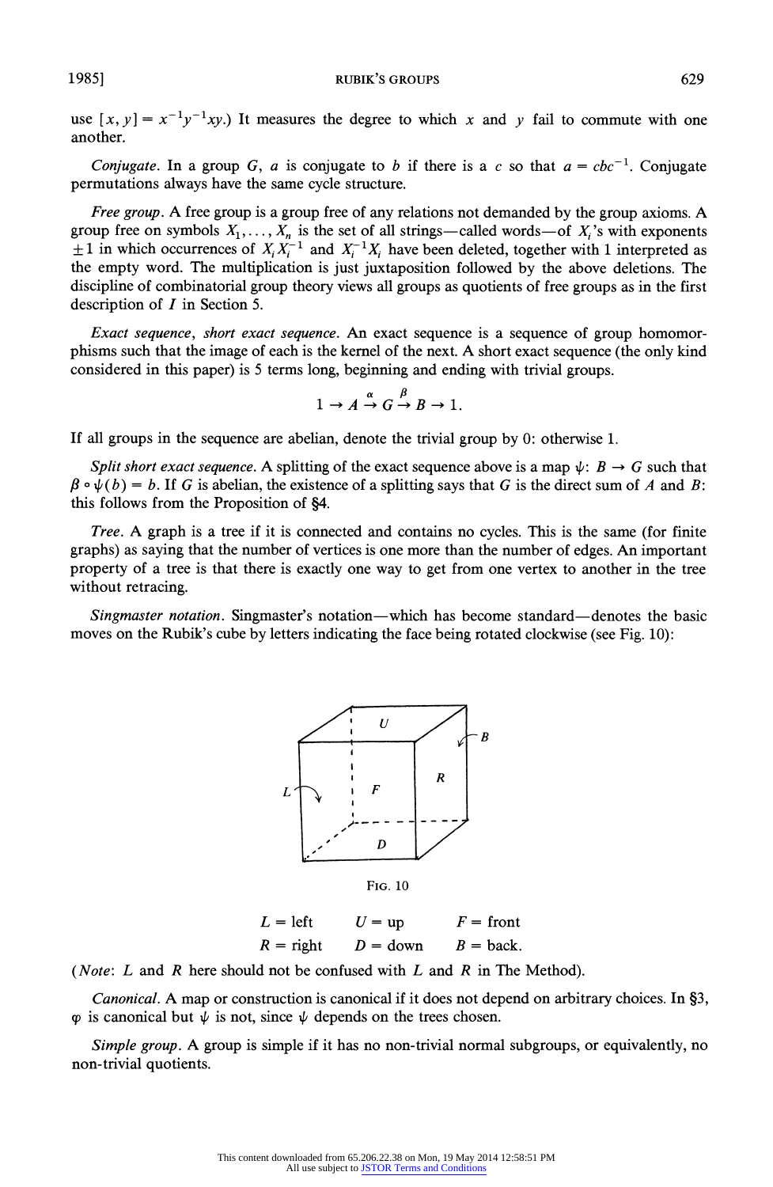use $[x, y] = x^{-1}y^{-1}xy$.) It measures the degree to which $x$ and $y$ fail to commute with one another.

*Conjugate.* In a group $G$, $a$ is conjugate to $b$ if there is a $c$ so that $a = cbc^{-1}$. Conjugate permutations always have the same cycle structure.

*Free group.* A free group is a group free of any relations not demanded by the group axioms. A group free on symbols $X_1, \ldots, X_n$ is the set of all strings—called words—of $X_i$'s with exponents $\pm 1$ in which occurrences of $X_i X_i^{-1}$ and $X_i^{-1} X_i$ have been deleted, together with 1 interpreted as the empty word. The multiplication is just juxtaposition followed by the above deletions. The discipline of combinatorial group theory views all groups as quotients of free groups as in the first description of $I$ in Section 5.

*Exact sequence, short exact sequence.* An exact sequence is a sequence of group homomorphisms such that the image of each is the kernel of the next. A short exact sequence (the only kind considered in this paper) is 5 terms long, beginning and ending with trivial groups.

$$1 \to A \xrightarrow{\alpha} G \xrightarrow{\beta} B \to 1.$$

If all groups in the sequence are abelian, denote the trivial group by 0: otherwise 1.

*Split short exact sequence.* A splitting of the exact sequence above is a map $\psi: B \to G$ such that $\beta \circ \psi(b) = b$. If $G$ is abelian, the existence of a splitting says that $G$ is the direct sum of $A$ and $B$: this follows from the Proposition of §4.

*Tree.* A graph is a tree if it is connected and contains no cycles. This is the same (for finite graphs) as saying that the number of vertices is one more than the number of edges. An important property of a tree is that there is exactly one way to get from one vertex to another in the tree without retracing.

*Singmaster notation.* Singmaster's notation—which has become standard—denotes the basic moves on the Rubik's cube by letters indicating the face being rotated clockwise (see Fig. 10):

U
B
R
L
F
D

FIG. 10

$L$ = left $\quad$ $U$ = up $\quad$ $F$ = front
$R$ = right $\quad$ $D$ = down $\quad$ $B$ = back.

(*Note*: $L$ and $R$ here should not be confused with $L$ and $R$ in The Method).

*Canonical.* A map or construction is canonical if it does not depend on arbitrary choices. In §3, $\varphi$ is canonical but $\psi$ is not, since $\psi$ depends on the trees chosen.

*Simple group.* A group is simple if it has no non-trivial normal subgroups, or equivalently, no non-trivial quotients.